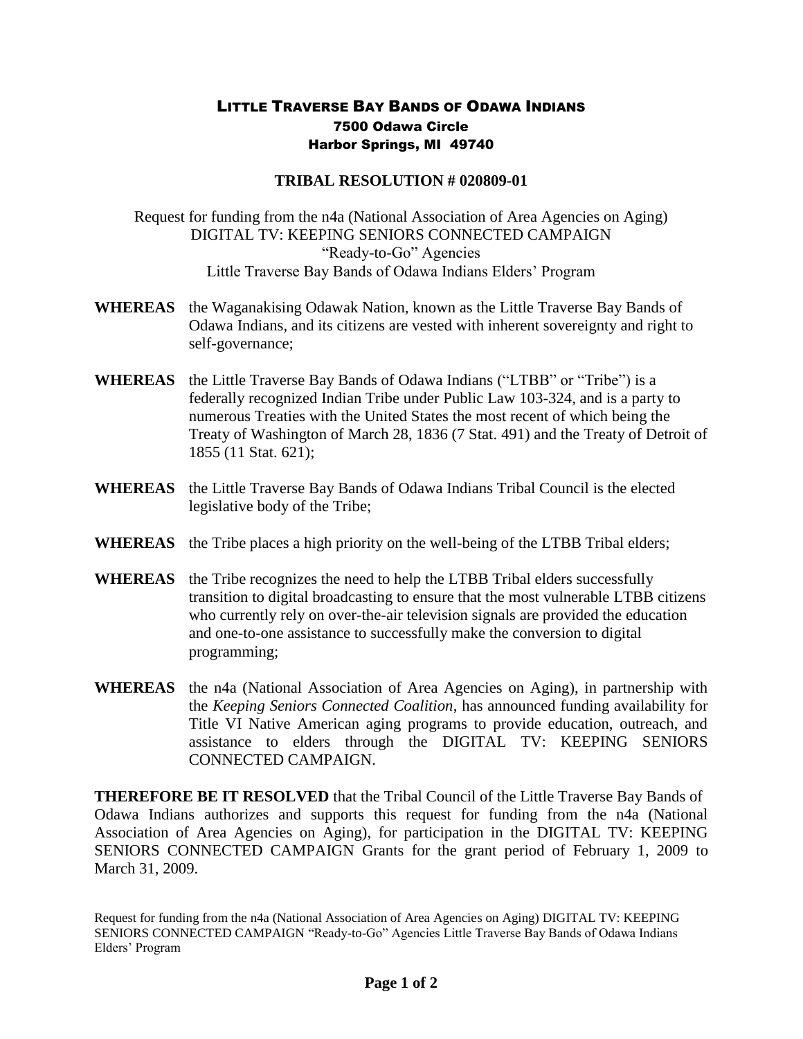# LITTLE TRAVERSE BAY BANDS OF ODAWA INDIANS

**7500 Odawa Circle**
**Harbor Springs, MI 49740**

## TRIBAL RESOLUTION # 020809-01

Request for funding from the n4a (National Association of Area Agencies on Aging)
DIGITAL TV: KEEPING SENIORS CONNECTED CAMPAIGN
"Ready-to-Go" Agencies
Little Traverse Bay Bands of Odawa Indians Elders' Program

**WHEREAS** the Waganakising Odawak Nation, known as the Little Traverse Bay Bands of Odawa Indians, and its citizens are vested with inherent sovereignty and right to self-governance;

**WHEREAS** the Little Traverse Bay Bands of Odawa Indians ("LTBB" or "Tribe") is a federally recognized Indian Tribe under Public Law 103-324, and is a party to numerous Treaties with the United States the most recent of which being the Treaty of Washington of March 28, 1836 (7 Stat. 491) and the Treaty of Detroit of 1855 (11 Stat. 621);

**WHEREAS** the Little Traverse Bay Bands of Odawa Indians Tribal Council is the elected legislative body of the Tribe;

**WHEREAS** the Tribe places a high priority on the well-being of the LTBB Tribal elders;

**WHEREAS** the Tribe recognizes the need to help the LTBB Tribal elders successfully transition to digital broadcasting to ensure that the most vulnerable LTBB citizens who currently rely on over-the-air television signals are provided the education and one-to-one assistance to successfully make the conversion to digital programming;

**WHEREAS** the n4a (National Association of Area Agencies on Aging), in partnership with the *Keeping Seniors Connected Coalition*, has announced funding availability for Title VI Native American aging programs to provide education, outreach, and assistance to elders through the DIGITAL TV: KEEPING SENIORS CONNECTED CAMPAIGN.

**THEREFORE BE IT RESOLVED** that the Tribal Council of the Little Traverse Bay Bands of Odawa Indians authorizes and supports this request for funding from the n4a (National Association of Area Agencies on Aging), for participation in the DIGITAL TV: KEEPING SENIORS CONNECTED CAMPAIGN Grants for the grant period of February 1, 2009 to March 31, 2009.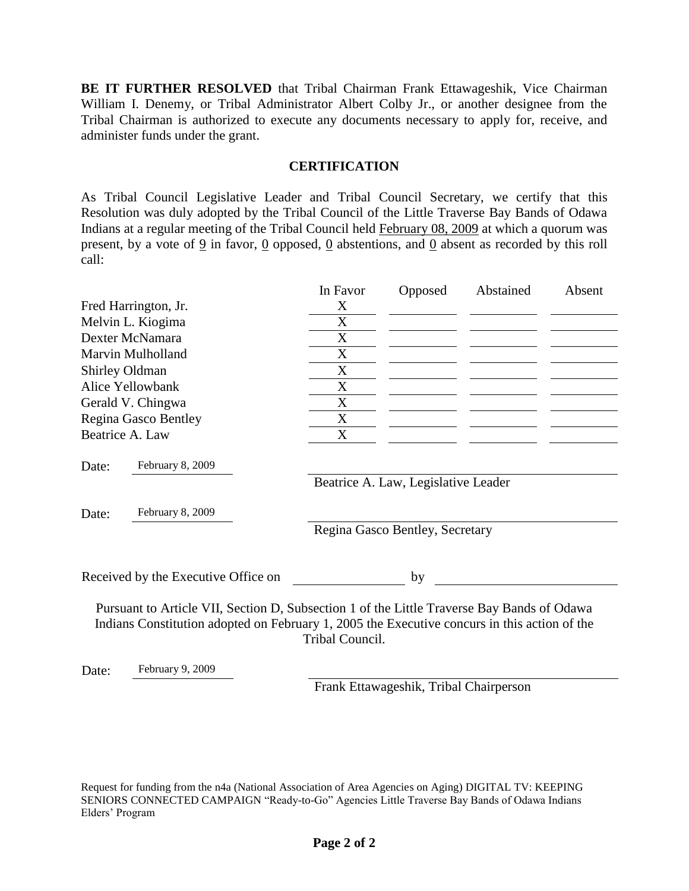**BE IT FURTHER RESOLVED** that Tribal Chairman Frank Ettawageshik, Vice Chairman William I. Denemy, or Tribal Administrator Albert Colby Jr., or another designee from the Tribal Chairman is authorized to execute any documents necessary to apply for, receive, and administer funds under the grant.

## CERTIFICATION

As Tribal Council Legislative Leader and Tribal Council Secretary, we certify that this Resolution was duly adopted by the Tribal Council of the Little Traverse Bay Bands of Odawa Indians at a regular meeting of the Tribal Council held February 08, 2009 at which a quorum was present, by a vote of 9 in favor, 0 opposed, 0 abstentions, and 0 absent as recorded by this roll call:

| | In Favor | Opposed | Abstained | Absent |
|---|---|---|---|---|
| Fred Harrington, Jr. | X | | | |
| Melvin L. Kiogima | X | | | |
| Dexter McNamara | X | | | |
| Marvin Mulholland | X | | | |
| Shirley Oldman | X | | | |
| Alice Yellowbank | X | | | |
| Gerald V. Chingwa | X | | | |
| Regina Gasco Bentley | X | | | |
| Beatrice A. Law | X | | | |

Date: February 8, 2009

Beatrice A. Law, Legislative Leader

Date: February 8, 2009

Regina Gasco Bentley, Secretary

Received by the Executive Office on ________________ by ________________________

Pursuant to Article VII, Section D, Subsection 1 of the Little Traverse Bay Bands of Odawa Indians Constitution adopted on February 1, 2005 the Executive concurs in this action of the Tribal Council.

Date: February 9, 2009

Frank Ettawageshik, Tribal Chairperson

Request for funding from the n4a (National Association of Area Agencies on Aging) DIGITAL TV: KEEPING SENIORS CONNECTED CAMPAIGN "Ready-to-Go" Agencies Little Traverse Bay Bands of Odawa Indians Elders' Program